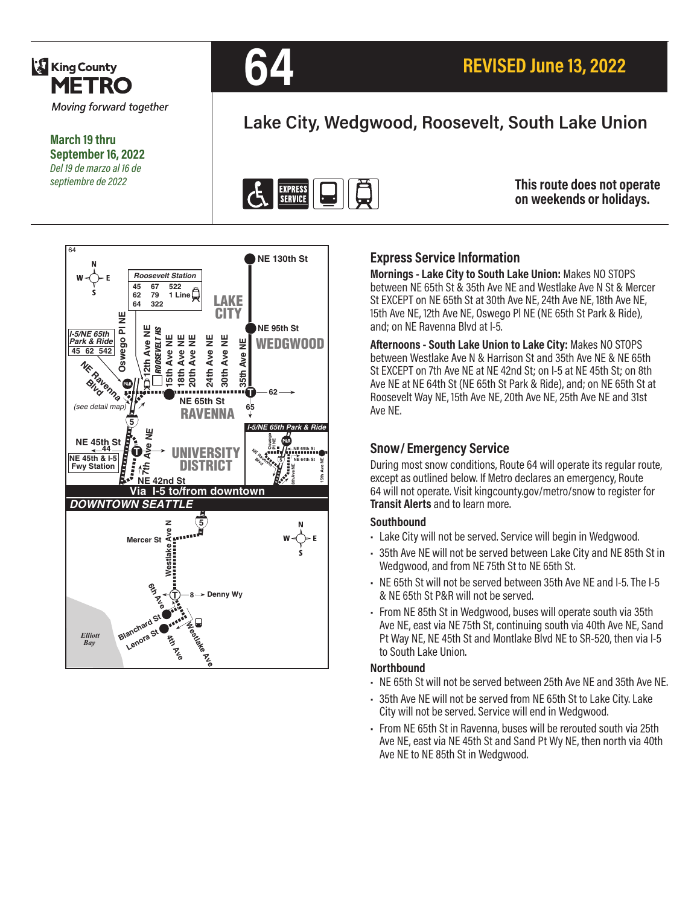King County METRO

*Moving forward together*

**March 19 thru September 16, 2022**

*Del 19 de marzo al 16 de septiembre de 2022*

# 64

## REVISED June 13, 2022

## Lake City, Wedgwood, Roosevelt, South Lake Union

EXPRESS SERVICE

**This route does not operate on weekends or holidays.**

### Express Service Information

**Mornings - Lake City to South Lake Union:** Makes NO STOPS between NE 65th St & 35th Ave NE and Westlake Ave N St & Mercer St EXCEPT on NE 65th St at 30th Ave NE, 24th Ave NE, 18th Ave NE, 15th Ave NE, 12th Ave NE, Oswego Pl NE (NE 65th St Park & Ride), and; on NE Ravenna Blvd at I-5.

**Afternoons - South Lake Union to Lake City:** Makes NO STOPS between Westlake Ave N & Harrison St and 35th Ave NE & NE 65th St EXCEPT on 7th Ave NE at NE 42nd St; on I-5 at NE 45th St; on 8th Ave NE at NE 64th St (NE 65th St Park & Ride), and; on NE 65th St at Roosevelt Way NE, 15th Ave NE, 20th Ave NE, 25th Ave NE and 31st Ave NE.

### Snow/ Emergency Service

During most snow conditions, Route 64 will operate its regular route, except as outlined below. If Metro declares an emergency, Route 64 will not operate. Visit kingcounty.gov/metro/snow to register for **Transit Alerts** and to learn more.

#### Southbound

- Lake City will not be served. Service will begin in Wedgwood.
- 35th Ave NE will not be served between Lake City and NE 85th St in Wedgwood, and from NE 75th St to NE 65th St.
- NE 65th St will not be served between 35th Ave NE and I-5. The I-5 & NE 65th St P&R will not be served.
- From NE 85th St in Wedgwood, buses will operate south via 35th Ave NE, east via NE 75th St, continuing south via 40th Ave NE, Sand Pt Way NE, NE 45th St and Montlake Blvd NE to SR-520, then via I-5 to South Lake Union.

#### Northbound

- NE 65th St will not be served between 25th Ave NE and 35th Ave NE.
- 35th Ave NE will not be served from NE 65th St to Lake City. Lake City will not be served. Service will end in Wedgwood.
- From NE 65th St in Ravenna, buses will be rerouted south via 25th Ave NE, east via NE 45th St and Sand Pt Wy NE, then north via 40th Ave NE to NE 85th St in Wedgwood.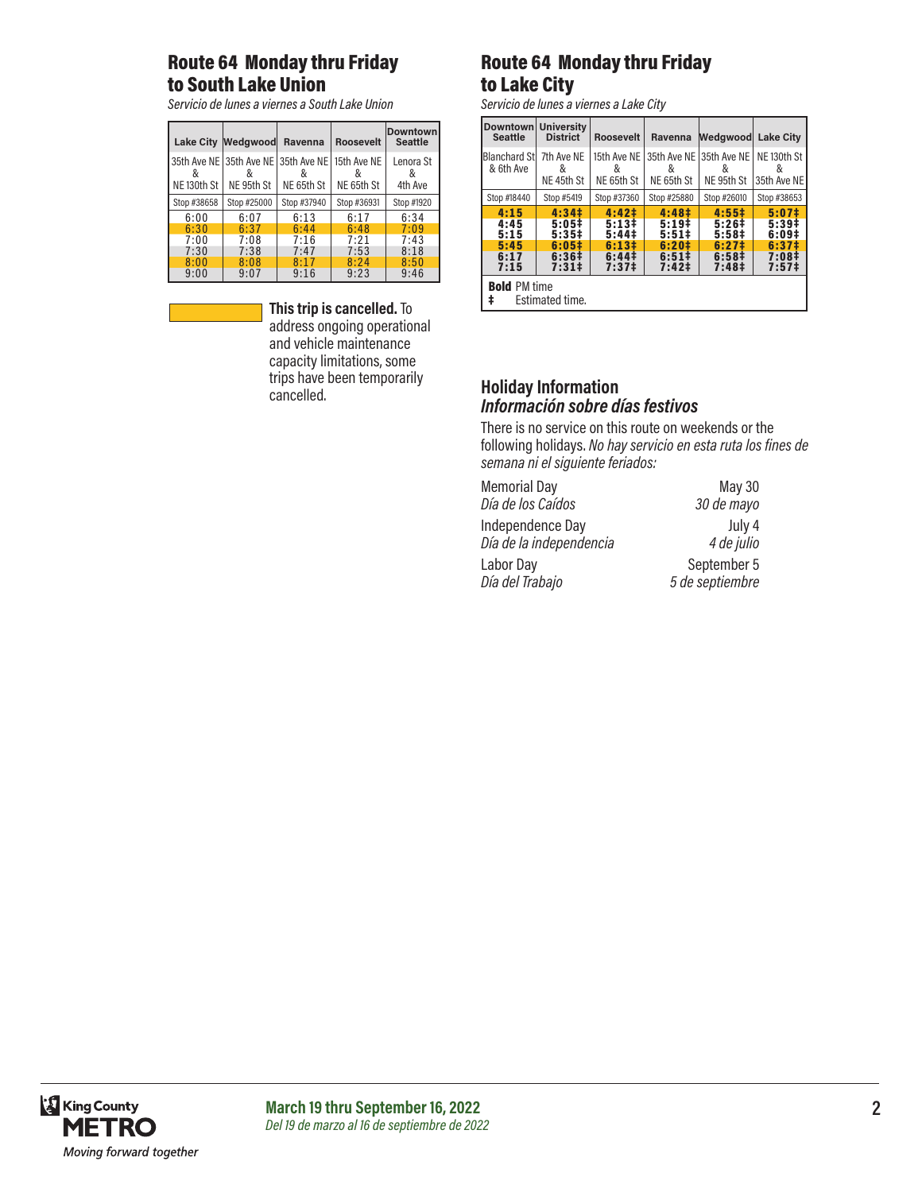## Route 64 Monday thru Friday to South Lake Union

*Servicio de lunes a viernes a South Lake Union*

| Lake City | Wedgwood | Ravenna | Roosevelt | Downtown Seattle |
|---|---|---|---|---|
| 35th Ave NE & NE 130th St | 35th Ave NE & NE 95th St | 35th Ave NE & NE 65th St | 15th Ave NE & NE 65th St | Lenora St & 4th Ave |
| Stop #38658 | Stop #25000 | Stop #37940 | Stop #36931 | Stop #1920 |
| 6:00 | 6:07 | 6:13 | 6:17 | 6:34 |
| 6:30 | 6:37 | 6:44 | 6:48 | 7:09 |
| 7:00 | 7:08 | 7:16 | 7:21 | 7:43 |
| 7:30 | 7:38 | 7:47 | 7:53 | 8:18 |
| 8:00 | 8:08 | 8:17 | 8:24 | 8:50 |
| 9:00 | 9:07 | 9:16 | 9:23 | 9:46 |

**This trip is cancelled.** To address ongoing operational and vehicle maintenance capacity limitations, some trips have been temporarily cancelled.

## Route 64 Monday thru Friday to Lake City

*Servicio de lunes a viernes a Lake City*

| Downtown Seattle | University District | Roosevelt | Ravenna | Wedgwood | Lake City |
|---|---|---|---|---|---|
| Blanchard St & 6th Ave | 7th Ave NE & NE 45th St | 15th Ave NE & NE 65th St | 35th Ave NE & NE 65th St | 35th Ave NE & NE 95th St | NE 130th St & 35th Ave NE |
| Stop #18440 | Stop #5419 | Stop #37360 | Stop #25880 | Stop #26010 | Stop #38653 |
| **4:15** | **4:34‡** | **4:42‡** | **4:48‡** | **4:55‡** | **5:07‡** |
| **4:45** | **5:05‡** | **5:13‡** | **5:19‡** | **5:26‡** | **5:39‡** |
| **5:15** | **5:35‡** | **5:44‡** | **5:51‡** | **5:58‡** | **6:09‡** |
| **5:45** | **6:05‡** | **6:13‡** | **6:20‡** | **6:27‡** | **6:37‡** |
| **6:17** | **6:36‡** | **6:44‡** | **6:51‡** | **6:58‡** | **7:08‡** |
| **7:15** | **7:31‡** | **7:37‡** | **7:42‡** | **7:48‡** | **7:57‡** |

**Bold** PM time
‡ Estimated time.

## Holiday Information
## *Información sobre días festivos*

There is no service on this route on weekends or the following holidays. *No hay servicio en esta ruta los fines de semana ni el siguiente feriados:*

| | |
|---|---|
| Memorial Day<br>*Día de los Caídos* | May 30<br>*30 de mayo* |
| Independence Day<br>*Día de la independencia* | July 4<br>*4 de julio* |
| Labor Day<br>*Día del Trabajo* | September 5<br>*5 de septiembre* |

King County METRO
*Moving forward together*

**March 19 thru September 16, 2022**
*Del 19 de marzo al 16 de septiembre de 2022*